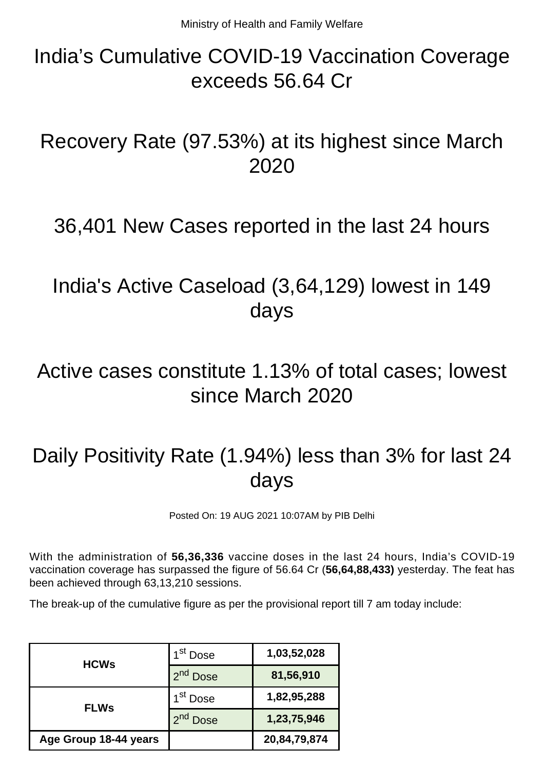Ministry of Health and Family Welfare

# India's Cumulative COVID-19 Vaccination Coverage exceeds 56.64 Cr

# Recovery Rate (97.53%) at its highest since March 2020

# 36,401 New Cases reported in the last 24 hours

# India's Active Caseload (3,64,129) lowest in 149 days

# Active cases constitute 1.13% of total cases; lowest since March 2020

# Daily Positivity Rate (1.94%) less than 3% for last 24 days

Posted On: 19 AUG 2021 10:07AM by PIB Delhi

With the administration of **56,36,336** vaccine doses in the last 24 hours, India's COVID-19 vaccination coverage has surpassed the figure of 56.64 Cr (**56,64,88,433)** yesterday. The feat has been achieved through 63,13,210 sessions.

The break-up of the cumulative figure as per the provisional report till 7 am today include:

| | | |
|---|---|---|
| **HCWs** | 1st Dose | **1,03,52,028** |
| | 2nd Dose | **81,56,910** |
| **FLWs** | 1st Dose | **1,82,95,288** |
| | 2nd Dose | **1,23,75,946** |
| **Age Group 18-44 years** | | **20,84,79,874** |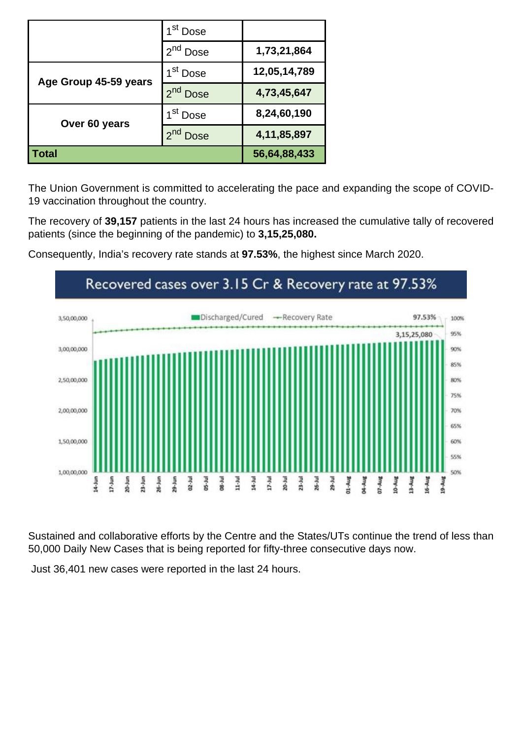| | | |
|---|---|---|
| | 1st Dose | |
| | 2nd Dose | 1,73,21,864 |
| Age Group 45-59 years | 1st Dose | 12,05,14,789 |
| | 2nd Dose | 4,73,45,647 |
| Over 60 years | 1st Dose | 8,24,60,190 |
| | 2nd Dose | 4,11,85,897 |
| **Total** | | **56,64,88,433** |

The Union Government is committed to accelerating the pace and expanding the scope of COVID-19 vaccination throughout the country.

The recovery of **39,157** patients in the last 24 hours has increased the cumulative tally of recovered patients (since the beginning of the pandemic) to **3,15,25,080.**

Consequently, India's recovery rate stands at **97.53%**, the highest since March 2020.

Recovered cases over 3.15 Cr & Recovery rate at 97.53%

Sustained and collaborative efforts by the Centre and the States/UTs continue the trend of less than 50,000 Daily New Cases that is being reported for fifty-three consecutive days now.

Just 36,401 new cases were reported in the last 24 hours.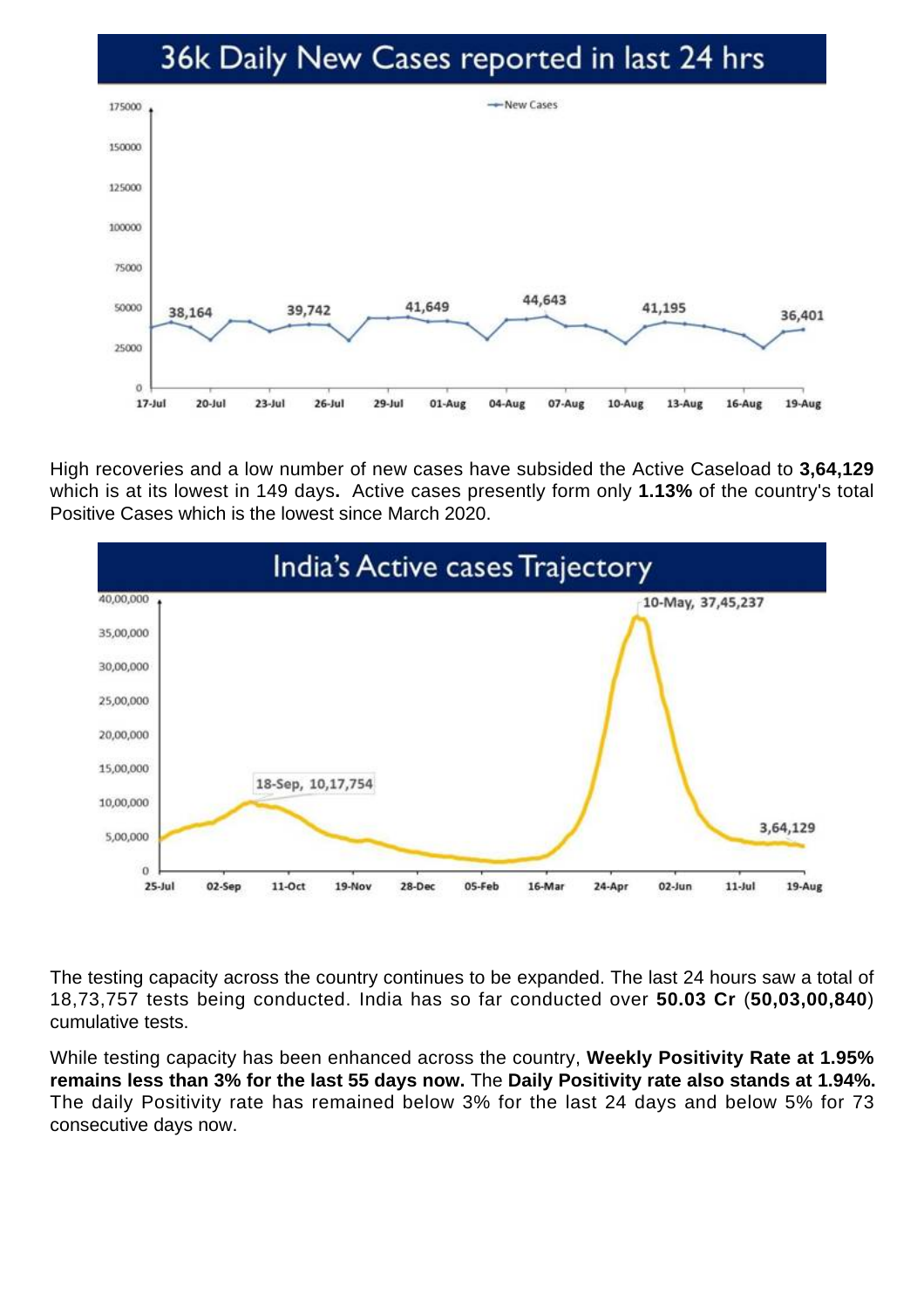## 36k Daily New Cases reported in last 24 hrs

High recoveries and a low number of new cases have subsided the Active Caseload to **3,64,129** which is at its lowest in 149 days**.** Active cases presently form only **1.13%** of the country's total Positive Cases which is the lowest since March 2020.

## India's Active cases Trajectory

The testing capacity across the country continues to be expanded. The last 24 hours saw a total of 18,73,757 tests being conducted. India has so far conducted over **50.03 Cr** (**50,03,00,840**) cumulative tests.

While testing capacity has been enhanced across the country, **Weekly Positivity Rate at 1.95% remains less than 3% for the last 55 days now.** The **Daily Positivity rate also stands at 1.94%.** The daily Positivity rate has remained below 3% for the last 24 days and below 5% for 73 consecutive days now.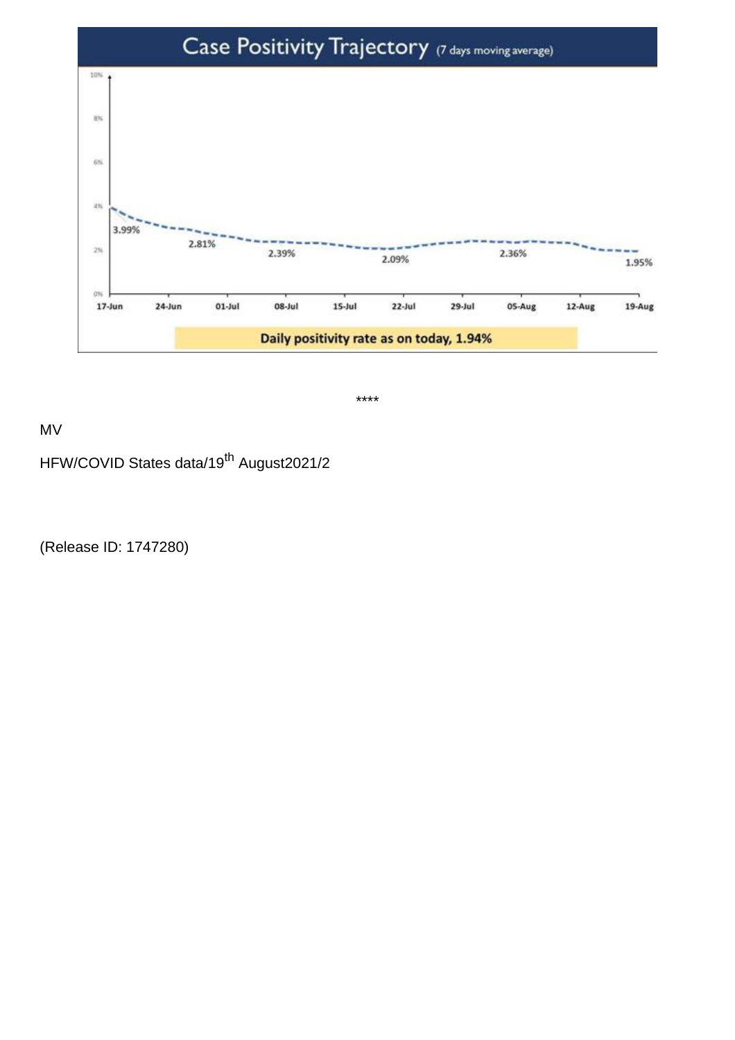Case Positivity Trajectory (7 days moving average)

10%
8%
6%
4%
2%
0%

3.99%
2.81%
2.39%
2.09%
2.36%
1.95%

17-Jun
24-Jun
01-Jul
08-Jul
15-Jul
22-Jul
29-Jul
05-Aug
12-Aug
19-Aug

Daily positivity rate as on today, 1.94%

****

MV

HFW/COVID States data/19th August2021/2

(Release ID: 1747280)